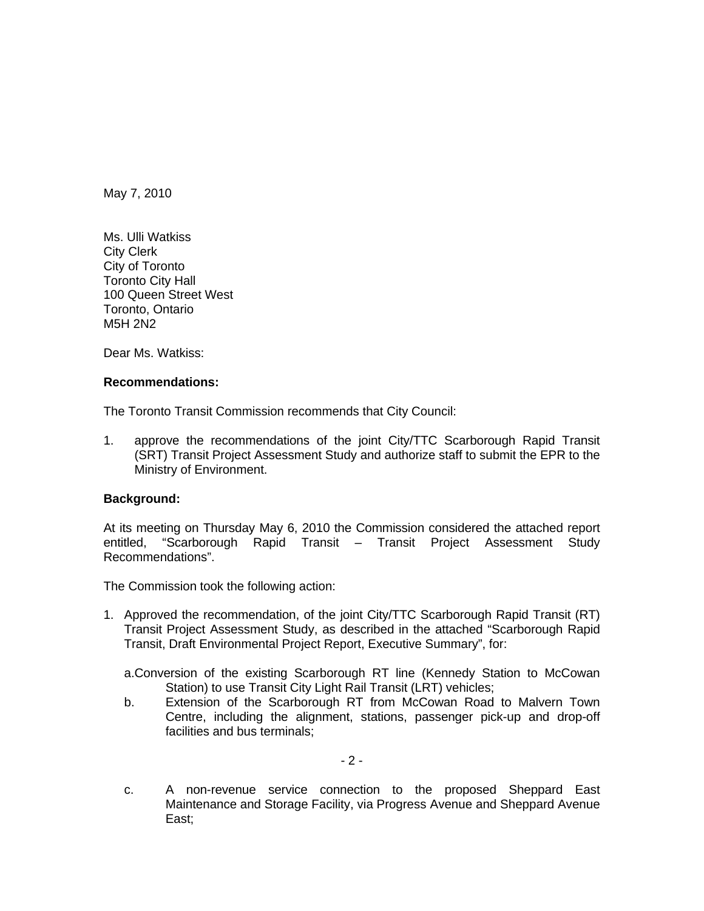May 7, 2010

Ms. Ulli Watkiss
City Clerk
City of Toronto
Toronto City Hall
100 Queen Street West
Toronto, Ontario
M5H 2N2

Dear Ms. Watkiss:

**Recommendations:**

The Toronto Transit Commission recommends that City Council:

1. approve the recommendations of the joint City/TTC Scarborough Rapid Transit (SRT) Transit Project Assessment Study and authorize staff to submit the EPR to the Ministry of Environment.

**Background:**

At its meeting on Thursday May 6, 2010 the Commission considered the attached report entitled, "Scarborough Rapid Transit – Transit Project Assessment Study Recommendations".

The Commission took the following action:

1. Approved the recommendation, of the joint City/TTC Scarborough Rapid Transit (RT) Transit Project Assessment Study, as described in the attached "Scarborough Rapid Transit, Draft Environmental Project Report, Executive Summary", for:

   a. Conversion of the existing Scarborough RT line (Kennedy Station to McCowan Station) to use Transit City Light Rail Transit (LRT) vehicles;

   b. Extension of the Scarborough RT from McCowan Road to Malvern Town Centre, including the alignment, stations, passenger pick-up and drop-off facilities and bus terminals;

   c. A non-revenue service connection to the proposed Sheppard East Maintenance and Storage Facility, via Progress Avenue and Sheppard Avenue East;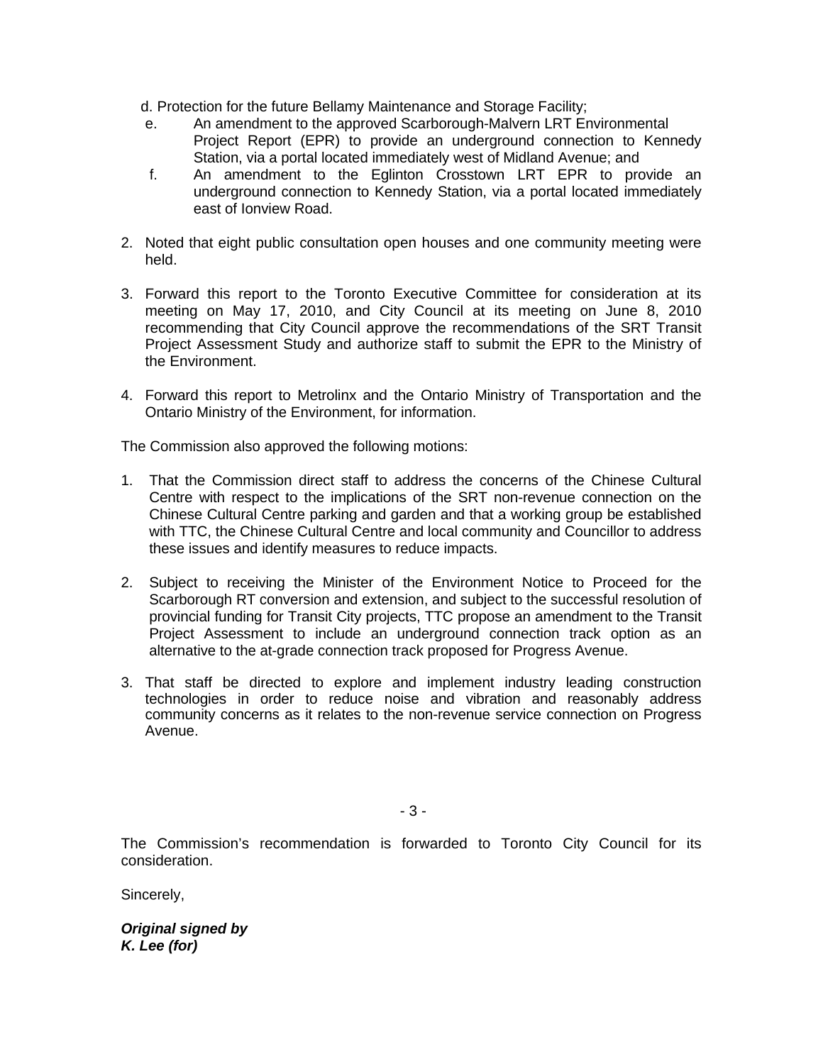d. Protection for the future Bellamy Maintenance and Storage Facility;

e. An amendment to the approved Scarborough-Malvern LRT Environmental Project Report (EPR) to provide an underground connection to Kennedy Station, via a portal located immediately west of Midland Avenue; and

f. An amendment to the Eglinton Crosstown LRT EPR to provide an underground connection to Kennedy Station, via a portal located immediately east of Ionview Road.

2. Noted that eight public consultation open houses and one community meeting were held.

3. Forward this report to the Toronto Executive Committee for consideration at its meeting on May 17, 2010, and City Council at its meeting on June 8, 2010 recommending that City Council approve the recommendations of the SRT Transit Project Assessment Study and authorize staff to submit the EPR to the Ministry of the Environment.

4. Forward this report to Metrolinx and the Ontario Ministry of Transportation and the Ontario Ministry of the Environment, for information.

The Commission also approved the following motions:

1. That the Commission direct staff to address the concerns of the Chinese Cultural Centre with respect to the implications of the SRT non-revenue connection on the Chinese Cultural Centre parking and garden and that a working group be established with TTC, the Chinese Cultural Centre and local community and Councillor to address these issues and identify measures to reduce impacts.

2. Subject to receiving the Minister of the Environment Notice to Proceed for the Scarborough RT conversion and extension, and subject to the successful resolution of provincial funding for Transit City projects, TTC propose an amendment to the Transit Project Assessment to include an underground connection track option as an alternative to the at-grade connection track proposed for Progress Avenue.

3. That staff be directed to explore and implement industry leading construction technologies in order to reduce noise and vibration and reasonably address community concerns as it relates to the non-revenue service connection on Progress Avenue.

The Commission's recommendation is forwarded to Toronto City Council for its consideration.

Sincerely,

***Original signed by***
***K. Lee (for)***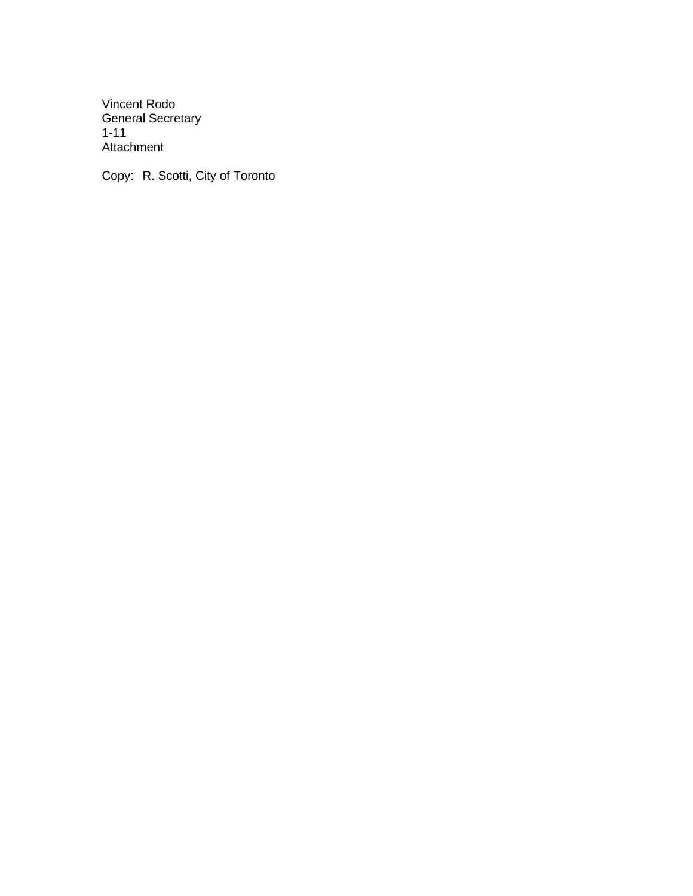Vincent Rodo
General Secretary
1-11
Attachment

Copy: R. Scotti, City of Toronto